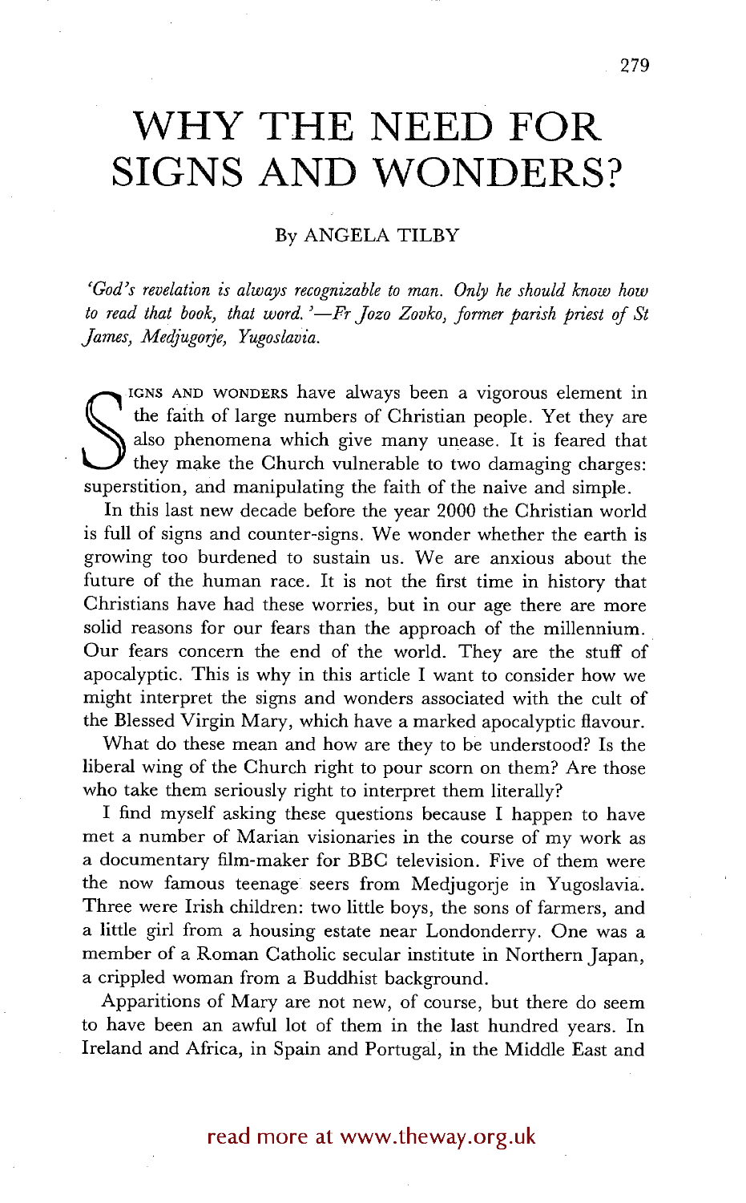# WHY THE NEED FOR SIGNS AND WONDERS?

By ANGELA TILBY

*'God's revelation is always recognizable to man. Only he should know how to read that book, that word.'—Fr Jozo Zovko, former parish priest of St James, Medjugorje, Yugoslavia.*

SIGNS AND WONDERS have always been a vigorous element in the faith of large numbers of Christian people. Yet they are also phenomena which give many unease. It is feared that they make the Church vulnerable to two damaging charges: superstition, and manipulating the faith of the naive and simple.

In this last new decade before the year 2000 the Christian world is full of signs and counter-signs. We wonder whether the earth is growing too burdened to sustain us. We are anxious about the future of the human race. It is not the first time in history that Christians have had these worries, but in our age there are more solid reasons for our fears than the approach of the millennium. Our fears concern the end of the world. They are the stuff of apocalyptic. This is why in this article I want to consider how we might interpret the signs and wonders associated with the cult of the Blessed Virgin Mary, which have a marked apocalyptic flavour.

What do these mean and how are they to be understood? Is the liberal wing of the Church right to pour scorn on them? Are those who take them seriously right to interpret them literally?

I find myself asking these questions because I happen to have met a number of Marian visionaries in the course of my work as a documentary film-maker for BBC television. Five of them were the now famous teenage seers from Medjugorje in Yugoslavia. Three were Irish children: two little boys, the sons of farmers, and a little girl from a housing estate near Londonderry. One was a member of a Roman Catholic secular institute in Northern Japan, a crippled woman from a Buddhist background.

Apparitions of Mary are not new, of course, but there do seem to have been an awful lot of them in the last hundred years. In Ireland and Africa, in Spain and Portugal, in the Middle East and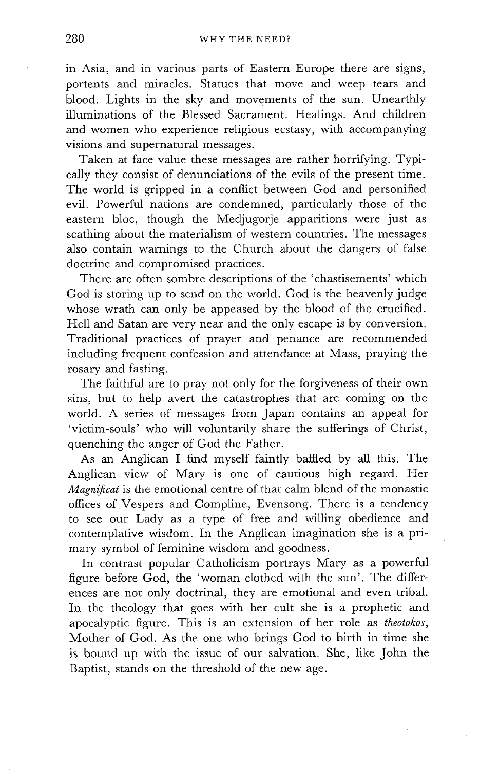in Asia, and in various parts of Eastern Europe there are signs, portents and miracles. Statues that move and weep tears and blood. Lights in the sky and movements of the sun. Unearthly illuminations of the Blessed Sacrament. Healings. And children and women who experience religious ecstasy, with accompanying visions and supernatural messages.

Taken at face value these messages are rather horrifying. Typically they consist of denunciations of the evils of the present time. The world is gripped in a conflict between God and personified evil. Powerful nations are condemned, particularly those of the eastern bloc, though the Medjugorje apparitions were just as scathing about the materialism of western countries. The messages also contain warnings to the Church about the dangers of false doctrine and compromised practices.

There are often sombre descriptions of the 'chastisements' which God is storing up to send on the world. God is the heavenly judge whose wrath can only be appeased by the blood of the crucified. Hell and Satan are very near and the only escape is by conversion. Traditional practices of prayer and penance are recommended including frequent confession and attendance at Mass, praying the rosary and fasting.

The faithful are to pray not only for the forgiveness of their own sins, but to help avert the catastrophes that are coming on the world. A series of messages from Japan contains an appeal for 'victim-souls' who will voluntarily share the sufferings of Christ, quenching the anger of God the Father.

As an Anglican I find myself faintly baffled by all this. The Anglican view of Mary is one of cautious high regard. Her *Magnificat* is the emotional centre of that calm blend of the monastic offices of Vespers and Compline, Evensong. There is a tendency to see our Lady as a type of free and willing obedience and contemplative wisdom. In the Anglican imagination she is a primary symbol of feminine wisdom and goodness.

In contrast popular Catholicism portrays Mary as a powerful figure before God, the 'woman clothed with the sun'. The differences are not only doctrinal, they are emotional and even tribal. In the theology that goes with her cult she is a prophetic and apocalyptic figure. This is an extension of her role as *theotokos*, Mother of God. As the one who brings God to birth in time she is bound up with the issue of our salvation. She, like John the Baptist, stands on the threshold of the new age.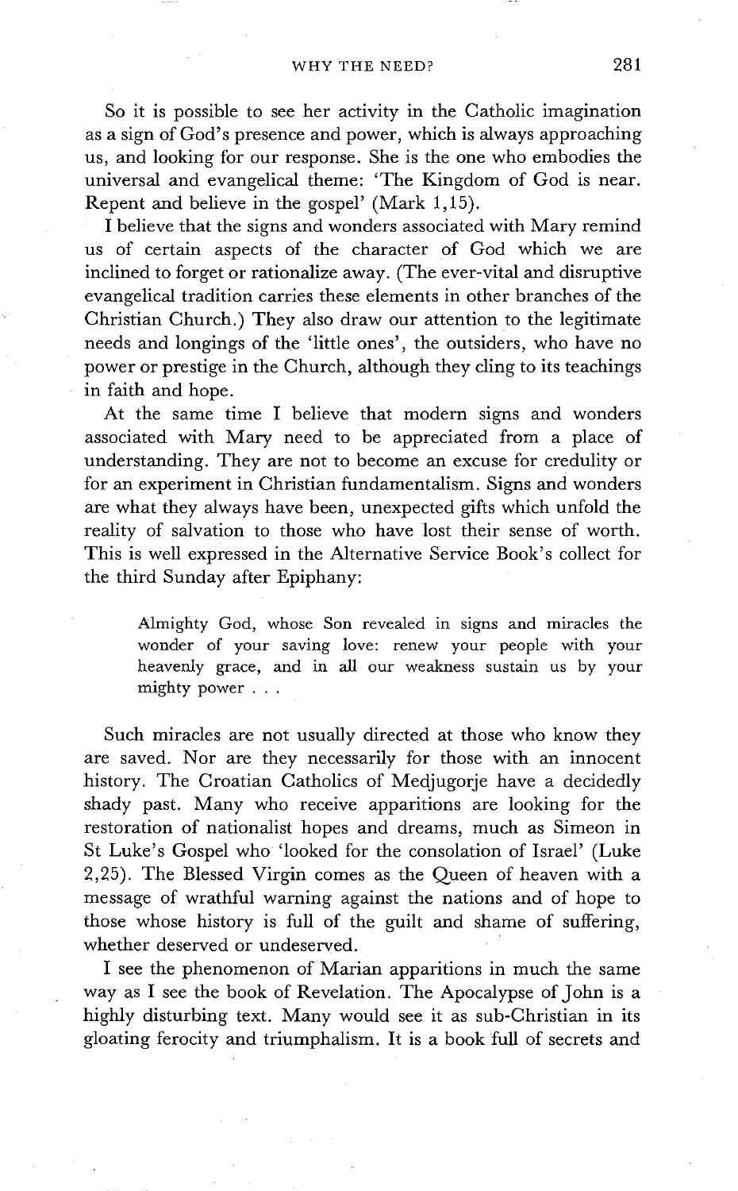So it is possible to see her activity in the Catholic imagination as a sign of God's presence and power, which is always approaching us, and looking for our response. She is the one who embodies the universal and evangelical theme: 'The Kingdom of God is near. Repent and believe in the gospel' (Mark 1,15).

I believe that the signs and wonders associated with Mary remind us of certain aspects of the character of God which we are inclined to forget or rationalize away. (The ever-vital and disruptive evangelical tradition carries these elements in other branches of the Christian Church.) They also draw our attention to the legitimate needs and longings of the 'little ones', the outsiders, who have no power or prestige in the Church, although they cling to its teachings in faith and hope.

At the same time I believe that modern signs and wonders associated with Mary need to be appreciated from a place of understanding. They are not to become an excuse for credulity or for an experiment in Christian fundamentalism. Signs and wonders are what they always have been, unexpected gifts which unfold the reality of salvation to those who have lost their sense of worth. This is well expressed in the Alternative Service Book's collect for the third Sunday after Epiphany:

> Almighty God, whose Son revealed in signs and miracles the wonder of your saving love: renew your people with your heavenly grace, and in all our weakness sustain us by your mighty power . . .

Such miracles are not usually directed at those who know they are saved. Nor are they necessarily for those with an innocent history. The Croatian Catholics of Medjugorje have a decidedly shady past. Many who receive apparitions are looking for the restoration of nationalist hopes and dreams, much as Simeon in St Luke's Gospel who 'looked for the consolation of Israel' (Luke 2,25). The Blessed Virgin comes as the Queen of heaven with a message of wrathful warning against the nations and of hope to those whose history is full of the guilt and shame of suffering, whether deserved or undeserved.

I see the phenomenon of Marian apparitions in much the same way as I see the book of Revelation. The Apocalypse of John is a highly disturbing text. Many would see it as sub-Christian in its gloating ferocity and triumphalism. It is a book full of secrets and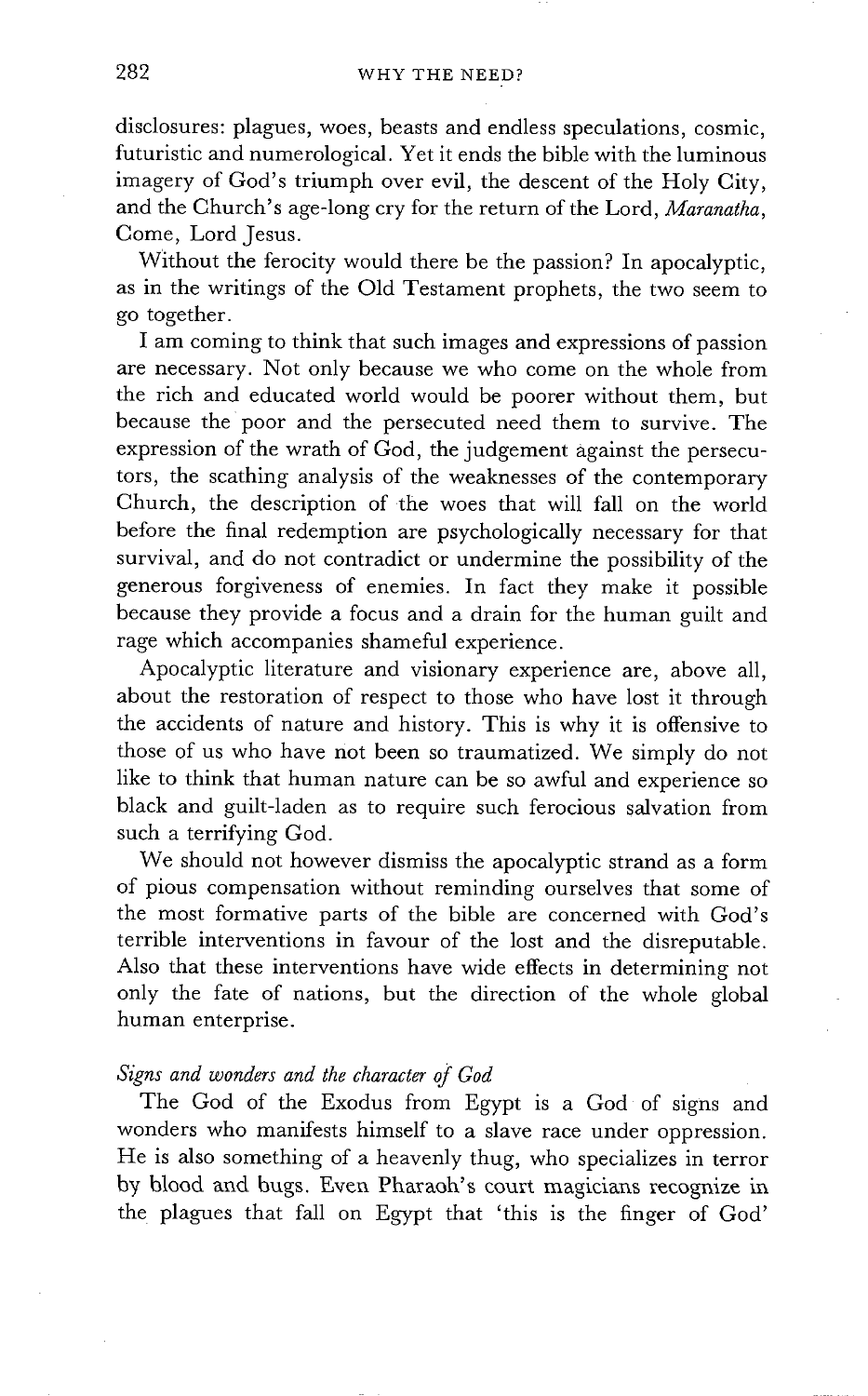disclosures: plagues, woes, beasts and endless speculations, cosmic, futuristic and numerological. Yet it ends the bible with the luminous imagery of God's triumph over evil, the descent of the Holy City, and the Church's age-long cry for the return of the Lord, *Maranatha*, Come, Lord Jesus.

Without the ferocity would there be the passion? In apocalyptic, as in the writings of the Old Testament prophets, the two seem to go together.

I am coming to think that such images and expressions of passion are necessary. Not only because we who come on the whole from the rich and educated world would be poorer without them, but because the poor and the persecuted need them to survive. The expression of the wrath of God, the judgement against the persecutors, the scathing analysis of the weaknesses of the contemporary Church, the description of the woes that will fall on the world before the final redemption are psychologically necessary for that survival, and do not contradict or undermine the possibility of the generous forgiveness of enemies. In fact they make it possible because they provide a focus and a drain for the human guilt and rage which accompanies shameful experience.

Apocalyptic literature and visionary experience are, above all, about the restoration of respect to those who have lost it through the accidents of nature and history. This is why it is offensive to those of us who have not been so traumatized. We simply do not like to think that human nature can be so awful and experience so black and guilt-laden as to require such ferocious salvation from such a terrifying God.

We should not however dismiss the apocalyptic strand as a form of pious compensation without reminding ourselves that some of the most formative parts of the bible are concerned with God's terrible interventions in favour of the lost and the disreputable. Also that these interventions have wide effects in determining not only the fate of nations, but the direction of the whole global human enterprise.

### *Signs and wonders and the character of God*

The God of the Exodus from Egypt is a God of signs and wonders who manifests himself to a slave race under oppression. He is also something of a heavenly thug, who specializes in terror by blood and bugs. Even Pharaoh's court magicians recognize in the plagues that fall on Egypt that 'this is the finger of God'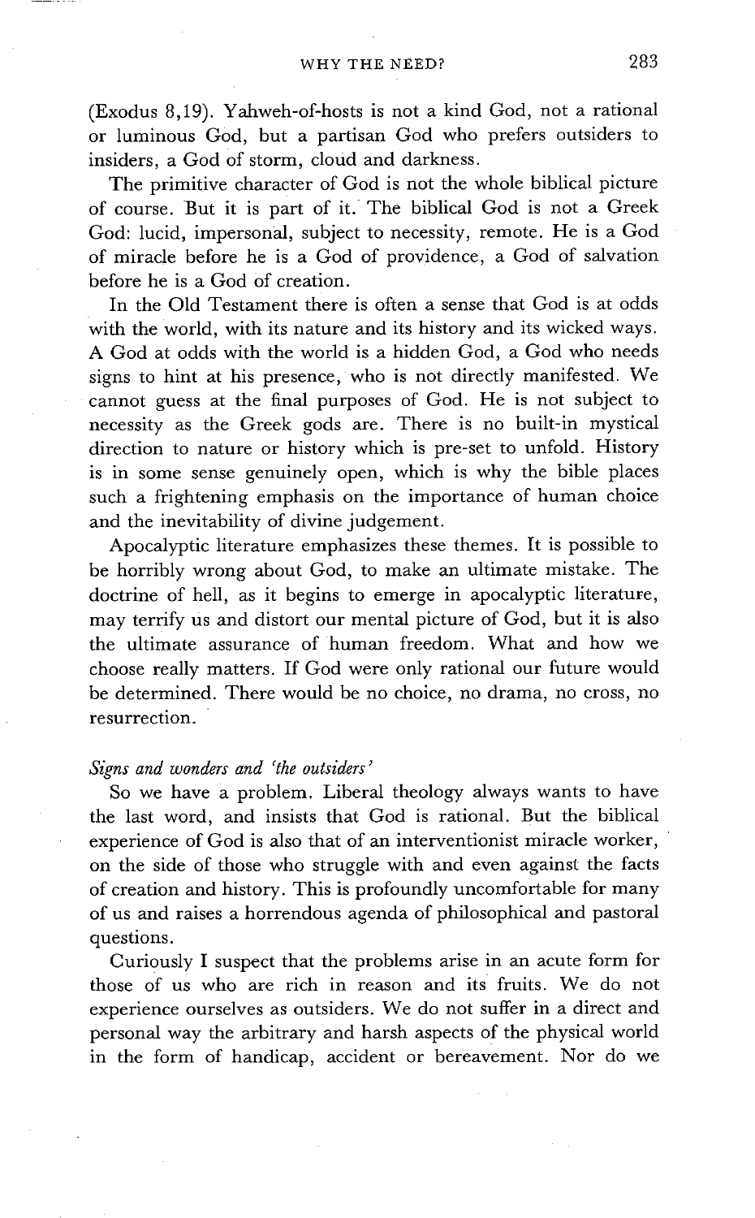(Exodus 8,19). Yahweh-of-hosts is not a kind God, not a rational or luminous God, but a partisan God who prefers outsiders to insiders, a God of storm, cloud and darkness.

The primitive character of God is not the whole biblical picture of course. But it is part of it. The biblical God is not a Greek God: lucid, impersonal, subject to necessity, remote. He is a God of miracle before he is a God of providence, a God of salvation before he is a God of creation.

In the Old Testament there is often a sense that God is at odds with the world, with its nature and its history and its wicked ways. A God at odds with the world is a hidden God, a God who needs signs to hint at his presence, who is not directly manifested. We cannot guess at the final purposes of God. He is not subject to necessity as the Greek gods are. There is no built-in mystical direction to nature or history which is pre-set to unfold. History is in some sense genuinely open, which is why the bible places such a frightening emphasis on the importance of human choice and the inevitability of divine judgement.

Apocalyptic literature emphasizes these themes. It is possible to be horribly wrong about God, to make an ultimate mistake. The doctrine of hell, as it begins to emerge in apocalyptic literature, may terrify us and distort our mental picture of God, but it is also the ultimate assurance of human freedom. What and how we choose really matters. If God were only rational our future would be determined. There would be no choice, no drama, no cross, no resurrection.

*Signs and wonders and 'the outsiders'*

So we have a problem. Liberal theology always wants to have the last word, and insists that God is rational. But the biblical experience of God is also that of an interventionist miracle worker, on the side of those who struggle with and even against the facts of creation and history. This is profoundly uncomfortable for many of us and raises a horrendous agenda of philosophical and pastoral questions.

Curiously I suspect that the problems arise in an acute form for those of us who are rich in reason and its fruits. We do not experience ourselves as outsiders. We do not suffer in a direct and personal way the arbitrary and harsh aspects of the physical world in the form of handicap, accident or bereavement. Nor do we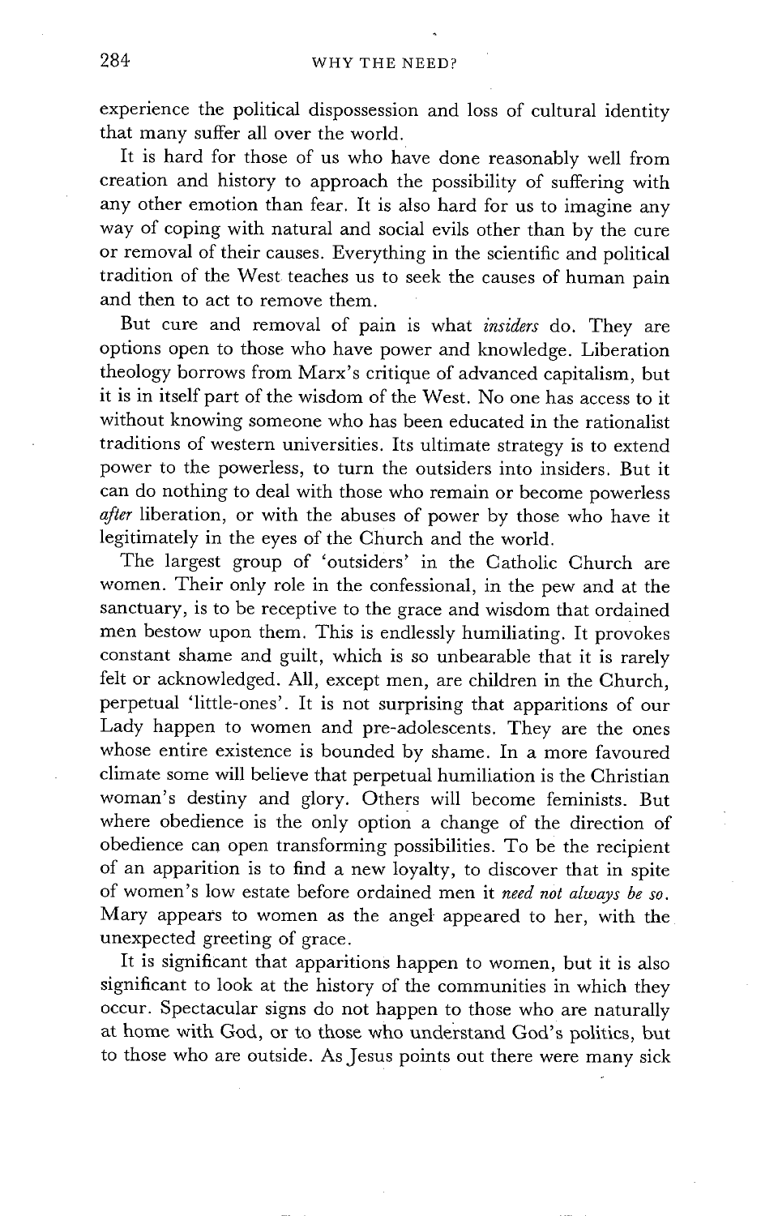experience the political dispossession and loss of cultural identity that many suffer all over the world.

It is hard for those of us who have done reasonably well from creation and history to approach the possibility of suffering with any other emotion than fear. It is also hard for us to imagine any way of coping with natural and social evils other than by the cure or removal of their causes. Everything in the scientific and political tradition of the West teaches us to seek the causes of human pain and then to act to remove them.

But cure and removal of pain is what *insiders* do. They are options open to those who have power and knowledge. Liberation theology borrows from Marx's critique of advanced capitalism, but it is in itself part of the wisdom of the West. No one has access to it without knowing someone who has been educated in the rationalist traditions of western universities. Its ultimate strategy is to extend power to the powerless, to turn the outsiders into insiders. But it can do nothing to deal with those who remain or become powerless *after* liberation, or with the abuses of power by those who have it legitimately in the eyes of the Church and the world.

The largest group of 'outsiders' in the Catholic Church are women. Their only role in the confessional, in the pew and at the sanctuary, is to be receptive to the grace and wisdom that ordained men bestow upon them. This is endlessly humiliating. It provokes constant shame and guilt, which is so unbearable that it is rarely felt or acknowledged. All, except men, are children in the Church, perpetual 'little-ones'. It is not surprising that apparitions of our Lady happen to women and pre-adolescents. They are the ones whose entire existence is bounded by shame. In a more favoured climate some will believe that perpetual humiliation is the Christian woman's destiny and glory. Others will become feminists. But where obedience is the only option a change of the direction of obedience can open transforming possibilities. To be the recipient of an apparition is to find a new loyalty, to discover that in spite of women's low estate before ordained men it *need not always be so*. Mary appears to women as the angel appeared to her, with the unexpected greeting of grace.

It is significant that apparitions happen to women, but it is also significant to look at the history of the communities in which they occur. Spectacular signs do not happen to those who are naturally at home with God, or to those who understand God's politics, but to those who are outside. As Jesus points out there were many sick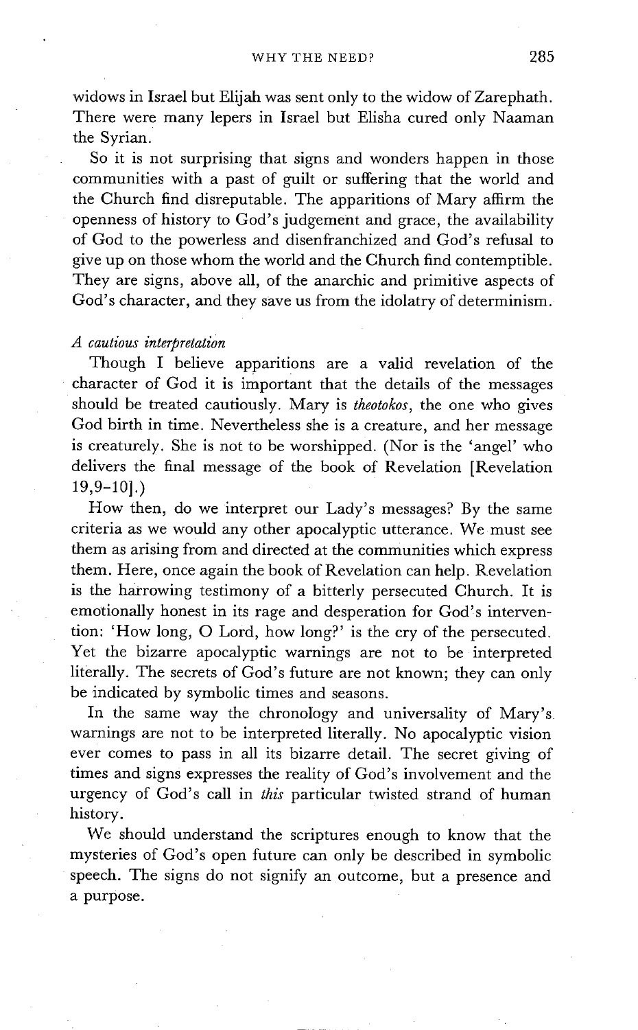widows in Israel but Elijah was sent only to the widow of Zarephath. There were many lepers in Israel but Elisha cured only Naaman the Syrian.

So it is not surprising that signs and wonders happen in those communities with a past of guilt or suffering that the world and the Church find disreputable. The apparitions of Mary affirm the openness of history to God's judgement and grace, the availability of God to the powerless and disenfranchized and God's refusal to give up on those whom the world and the Church find contemptible. They are signs, above all, of the anarchic and primitive aspects of God's character, and they save us from the idolatry of determinism.

*A cautious interpretation*

Though I believe apparitions are a valid revelation of the character of God it is important that the details of the messages should be treated cautiously. Mary is *theotokos*, the one who gives God birth in time. Nevertheless she is a creature, and her message is creaturely. She is not to be worshipped. (Nor is the 'angel' who delivers the final message of the book of Revelation [Revelation 19,9–10].)

How then, do we interpret our Lady's messages? By the same criteria as we would any other apocalyptic utterance. We must see them as arising from and directed at the communities which express them. Here, once again the book of Revelation can help. Revelation is the harrowing testimony of a bitterly persecuted Church. It is emotionally honest in its rage and desperation for God's intervention: 'How long, O Lord, how long?' is the cry of the persecuted. Yet the bizarre apocalyptic warnings are not to be interpreted literally. The secrets of God's future are not known; they can only be indicated by symbolic times and seasons.

In the same way the chronology and universality of Mary's warnings are not to be interpreted literally. No apocalyptic vision ever comes to pass in all its bizarre detail. The secret giving of times and signs expresses the reality of God's involvement and the urgency of God's call in *this* particular twisted strand of human history.

We should understand the scriptures enough to know that the mysteries of God's open future can only be described in symbolic speech. The signs do not signify an outcome, but a presence and a purpose.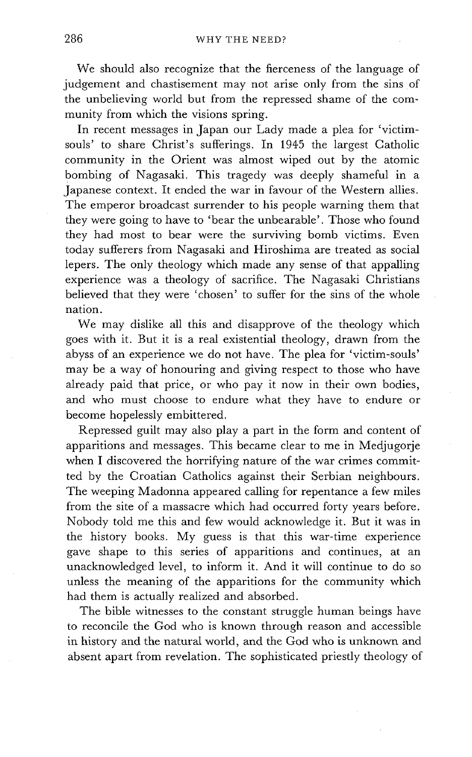We should also recognize that the fierceness of the language of judgement and chastisement may not arise only from the sins of the unbelieving world but from the repressed shame of the community from which the visions spring.

In recent messages in Japan our Lady made a plea for 'victim-souls' to share Christ's sufferings. In 1945 the largest Catholic community in the Orient was almost wiped out by the atomic bombing of Nagasaki. This tragedy was deeply shameful in a Japanese context. It ended the war in favour of the Western allies. The emperor broadcast surrender to his people warning them that they were going to have to 'bear the unbearable'. Those who found they had most to bear were the surviving bomb victims. Even today sufferers from Nagasaki and Hiroshima are treated as social lepers. The only theology which made any sense of that appalling experience was a theology of sacrifice. The Nagasaki Christians believed that they were 'chosen' to suffer for the sins of the whole nation.

We may dislike all this and disapprove of the theology which goes with it. But it is a real existential theology, drawn from the abyss of an experience we do not have. The plea for 'victim-souls' may be a way of honouring and giving respect to those who have already paid that price, or who pay it now in their own bodies, and who must choose to endure what they have to endure or become hopelessly embittered.

Repressed guilt may also play a part in the form and content of apparitions and messages. This became clear to me in Medjugorje when I discovered the horrifying nature of the war crimes committed by the Croatian Catholics against their Serbian neighbours. The weeping Madonna appeared calling for repentance a few miles from the site of a massacre which had occurred forty years before. Nobody told me this and few would acknowledge it. But it was in the history books. My guess is that this war-time experience gave shape to this series of apparitions and continues, at an unacknowledged level, to inform it. And it will continue to do so unless the meaning of the apparitions for the community which had them is actually realized and absorbed.

The bible witnesses to the constant struggle human beings have to reconcile the God who is known through reason and accessible in history and the natural world, and the God who is unknown and absent apart from revelation. The sophisticated priestly theology of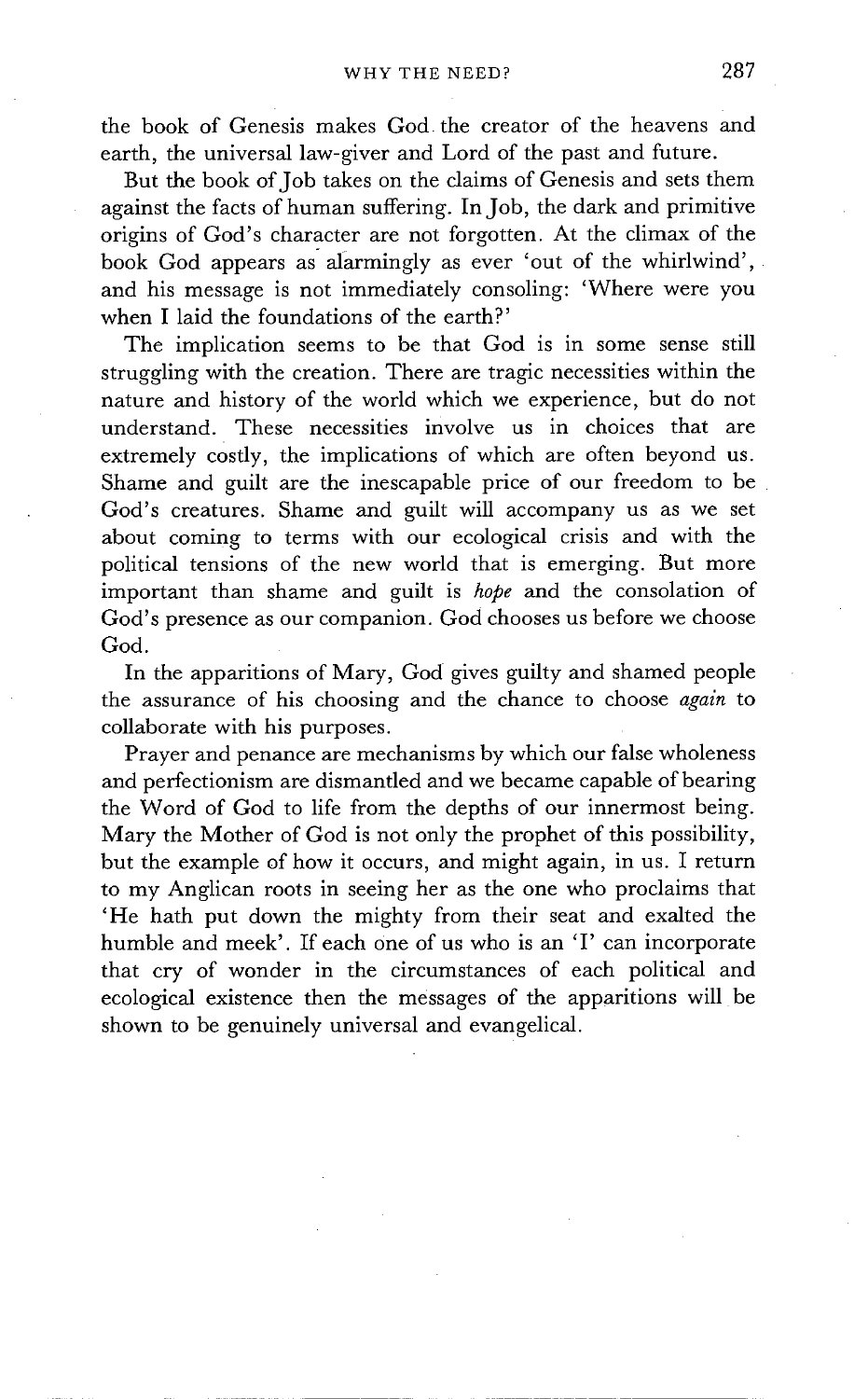the book of Genesis makes God the creator of the heavens and earth, the universal law-giver and Lord of the past and future.

But the book of Job takes on the claims of Genesis and sets them against the facts of human suffering. In Job, the dark and primitive origins of God's character are not forgotten. At the climax of the book God appears as alarmingly as ever 'out of the whirlwind', and his message is not immediately consoling: 'Where were you when I laid the foundations of the earth?'

The implication seems to be that God is in some sense still struggling with the creation. There are tragic necessities within the nature and history of the world which we experience, but do not understand. These necessities involve us in choices that are extremely costly, the implications of which are often beyond us. Shame and guilt are the inescapable price of our freedom to be God's creatures. Shame and guilt will accompany us as we set about coming to terms with our ecological crisis and with the political tensions of the new world that is emerging. But more important than shame and guilt is *hope* and the consolation of God's presence as our companion. God chooses us before we choose God.

In the apparitions of Mary, God gives guilty and shamed people the assurance of his choosing and the chance to choose *again* to collaborate with his purposes.

Prayer and penance are mechanisms by which our false wholeness and perfectionism are dismantled and we became capable of bearing the Word of God to life from the depths of our innermost being. Mary the Mother of God is not only the prophet of this possibility, but the example of how it occurs, and might again, in us. I return to my Anglican roots in seeing her as the one who proclaims that 'He hath put down the mighty from their seat and exalted the humble and meek'. If each one of us who is an 'I' can incorporate that cry of wonder in the circumstances of each political and ecological existence then the messages of the apparitions will be shown to be genuinely universal and evangelical.